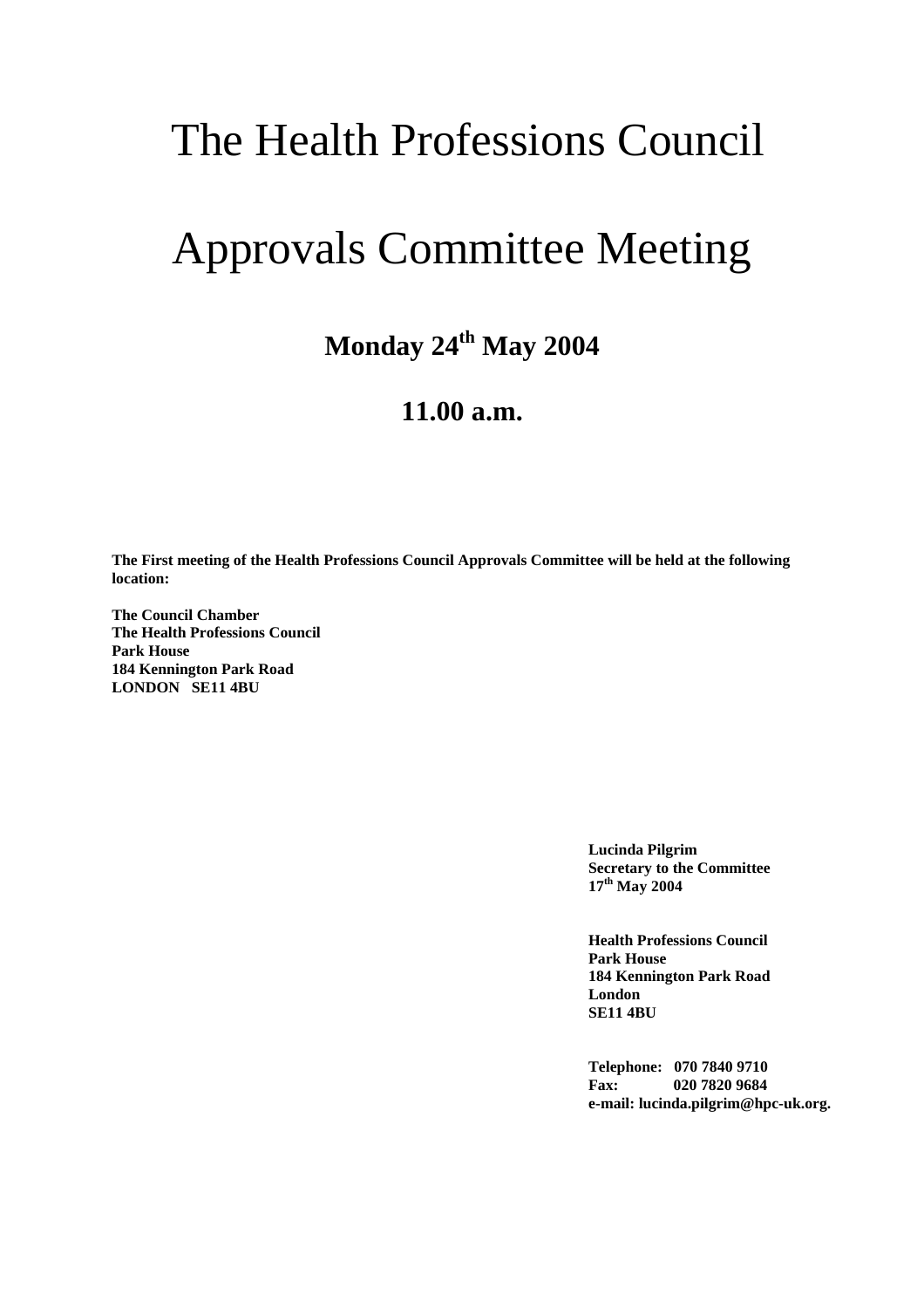# The Health Professions Council

# Approvals Committee Meeting

## Monday 24th May 2004

## 11.00 a.m.

**The First meeting of the Health Professions Council Approvals Committee will be held at the following location:**

**The Council Chamber**
**The Health Professions Council**
**Park House**
**184 Kennington Park Road**
**LONDON SE11 4BU**

**Lucinda Pilgrim**
**Secretary to the Committee**
**17th May 2004**

**Health Professions Council**
**Park House**
**184 Kennington Park Road**
**London**
**SE11 4BU**

**Telephone: 070 7840 9710**
**Fax: 020 7820 9684**
**e-mail: lucinda.pilgrim@hpc-uk.org.**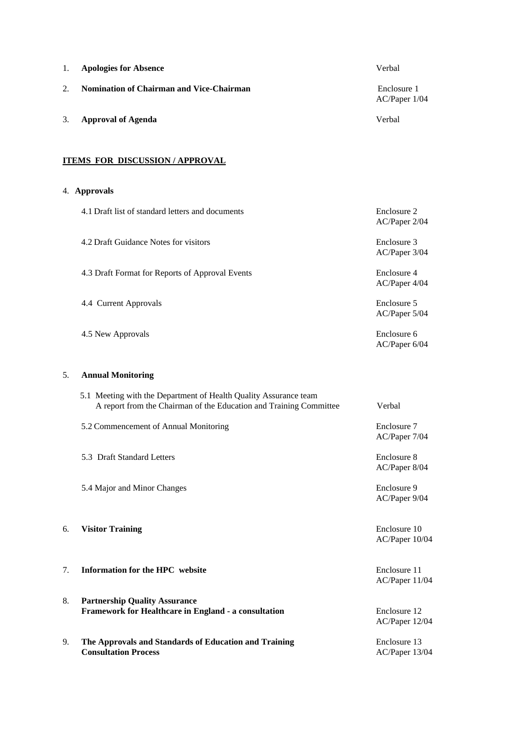| | | |
|---|---|---|
| 1. | **Apologies for Absence** | Verbal |
| 2. | **Nomination of Chairman and Vice-Chairman** | Enclosure 1<br>AC/Paper 1/04 |
| 3. | **Approval of Agenda** | Verbal |

**ITEMS FOR DISCUSSION / APPROVAL**

| | | |
|---|---|---|
| 4. | **Approvals** | |
| | 4.1 Draft list of standard letters and documents | Enclosure 2<br>AC/Paper 2/04 |
| | 4.2 Draft Guidance Notes for visitors | Enclosure 3<br>AC/Paper 3/04 |
| | 4.3 Draft Format for Reports of Approval Events | Enclosure 4<br>AC/Paper 4/04 |
| | 4.4 Current Approvals | Enclosure 5<br>AC/Paper 5/04 |
| | 4.5 New Approvals | Enclosure 6<br>AC/Paper 6/04 |
| 5. | **Annual Monitoring** | |
| | 5.1 Meeting with the Department of Health Quality Assurance team<br>A report from the Chairman of the Education and Training Committee | Verbal |
| | 5.2 Commencement of Annual Monitoring | Enclosure 7<br>AC/Paper 7/04 |
| | 5.3 Draft Standard Letters | Enclosure 8<br>AC/Paper 8/04 |
| | 5.4 Major and Minor Changes | Enclosure 9<br>AC/Paper 9/04 |
| 6. | **Visitor Training** | Enclosure 10<br>AC/Paper 10/04 |
| 7. | **Information for the HPC website** | Enclosure 11<br>AC/Paper 11/04 |
| 8. | **Partnership Quality Assurance Framework for Healthcare in England - a consultation** | Enclosure 12<br>AC/Paper 12/04 |
| 9. | **The Approvals and Standards of Education and Training Consultation Process** | Enclosure 13<br>AC/Paper 13/04 |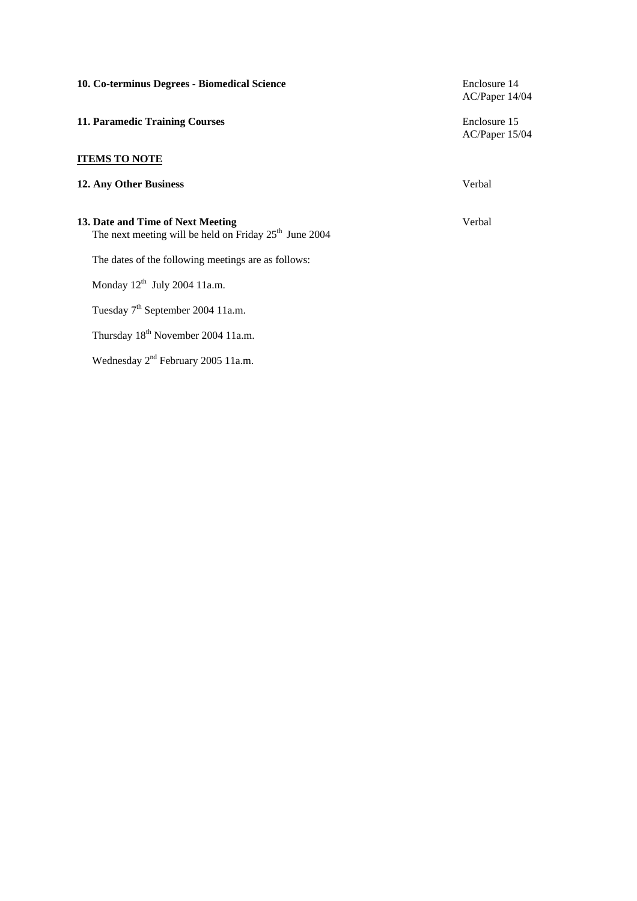**10. Co-terminus Degrees - Biomedical Science** — Enclosure 14, AC/Paper 14/04

**11. Paramedic Training Courses** — Enclosure 15, AC/Paper 15/04

**ITEMS TO NOTE**

**12. Any Other Business** — Verbal

**13. Date and Time of Next Meeting** — Verbal

The next meeting will be held on Friday 25th June 2004

The dates of the following meetings are as follows:

Monday 12th July 2004 11a.m.

Tuesday 7th September 2004 11a.m.

Thursday 18th November 2004 11a.m.

Wednesday 2nd February 2005 11a.m.